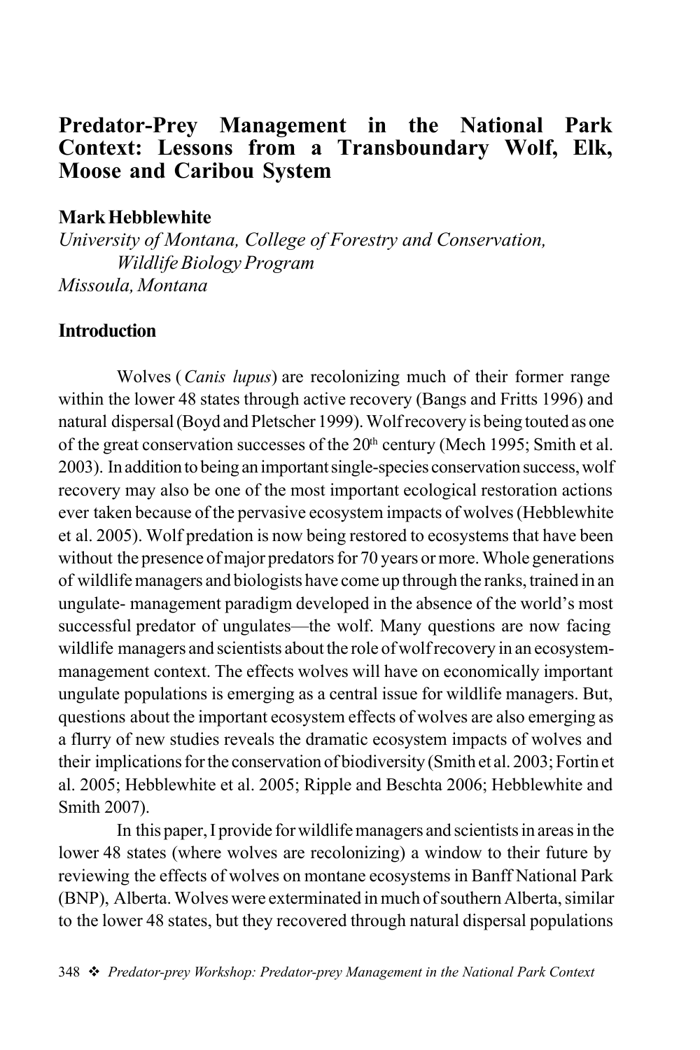# Predator-Prey Management in the National Park Context: Lessons from a Transboundary Wolf, Elk, Moose and Caribou System

**Mark Hebblewhite**

*University of Montana, College of Forestry and Conservation, Wildlife Biology Program*
*Missoula, Montana*

## Introduction

Wolves (*Canis lupus*) are recolonizing much of their former range within the lower 48 states through active recovery (Bangs and Fritts 1996) and natural dispersal (Boyd and Pletscher 1999). Wolf recovery is being touted as one of the great conservation successes of the 20th century (Mech 1995; Smith et al. 2003). In addition to being an important single-species conservation success, wolf recovery may also be one of the most important ecological restoration actions ever taken because of the pervasive ecosystem impacts of wolves (Hebblewhite et al. 2005). Wolf predation is now being restored to ecosystems that have been without the presence of major predators for 70 years or more. Whole generations of wildlife managers and biologists have come up through the ranks, trained in an ungulate- management paradigm developed in the absence of the world's most successful predator of ungulates—the wolf. Many questions are now facing wildlife managers and scientists about the role of wolf recovery in an ecosystem-management context. The effects wolves will have on economically important ungulate populations is emerging as a central issue for wildlife managers. But, questions about the important ecosystem effects of wolves are also emerging as a flurry of new studies reveals the dramatic ecosystem impacts of wolves and their implications for the conservation of biodiversity (Smith et al. 2003; Fortin et al. 2005; Hebblewhite et al. 2005; Ripple and Beschta 2006; Hebblewhite and Smith 2007).

In this paper, I provide for wildlife managers and scientists in areas in the lower 48 states (where wolves are recolonizing) a window to their future by reviewing the effects of wolves on montane ecosystems in Banff National Park (BNP), Alberta. Wolves were exterminated in much of southern Alberta, similar to the lower 48 states, but they recovered through natural dispersal populations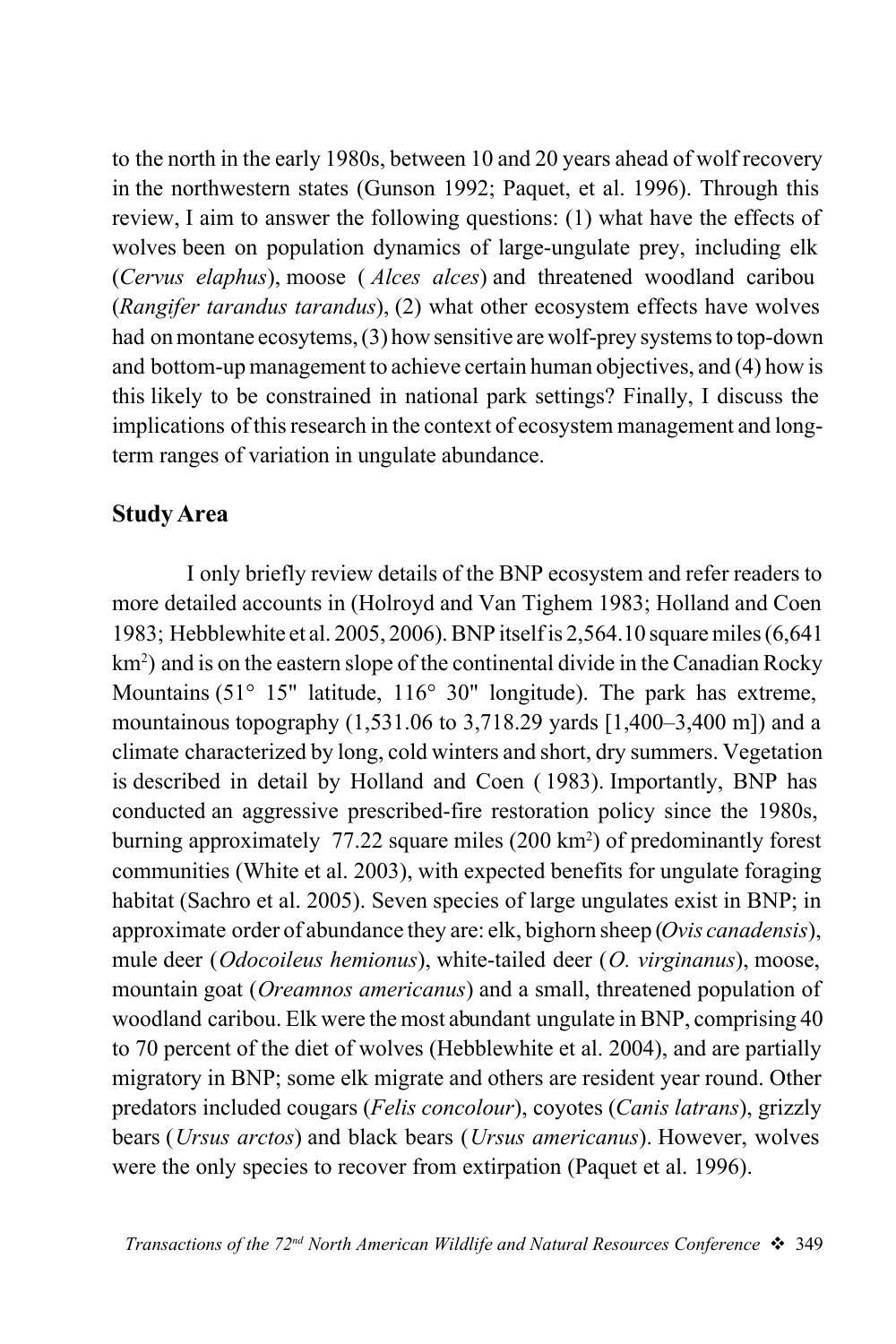to the north in the early 1980s, between 10 and 20 years ahead of wolf recovery in the northwestern states (Gunson 1992; Paquet, et al. 1996). Through this review, I aim to answer the following questions: (1) what have the effects of wolves been on population dynamics of large-ungulate prey, including elk (*Cervus elaphus*), moose ( *Alces alces*) and threatened woodland caribou (*Rangifer tarandus tarandus*), (2) what other ecosystem effects have wolves had on montane ecosytems, (3) how sensitive are wolf-prey systems to top-down and bottom-up management to achieve certain human objectives, and (4) how is this likely to be constrained in national park settings? Finally, I discuss the implications of this research in the context of ecosystem management and long-term ranges of variation in ungulate abundance.

## Study Area

I only briefly review details of the BNP ecosystem and refer readers to more detailed accounts in (Holroyd and Van Tighem 1983; Holland and Coen 1983; Hebblewhite et al. 2005, 2006). BNP itself is 2,564.10 square miles (6,641 km$^2$) and is on the eastern slope of the continental divide in the Canadian Rocky Mountains (51° 15" latitude, 116° 30" longitude). The park has extreme, mountainous topography (1,531.06 to 3,718.29 yards [1,400–3,400 m]) and a climate characterized by long, cold winters and short, dry summers. Vegetation is described in detail by Holland and Coen ( 1983). Importantly, BNP has conducted an aggressive prescribed-fire restoration policy since the 1980s, burning approximately 77.22 square miles (200 km$^2$) of predominantly forest communities (White et al. 2003), with expected benefits for ungulate foraging habitat (Sachro et al. 2005). Seven species of large ungulates exist in BNP; in approximate order of abundance they are: elk, bighorn sheep (*Ovis canadensis*), mule deer (*Odocoileus hemionus*), white-tailed deer (*O. virginanus*), moose, mountain goat (*Oreamnos americanus*) and a small, threatened population of woodland caribou. Elk were the most abundant ungulate in BNP, comprising 40 to 70 percent of the diet of wolves (Hebblewhite et al. 2004), and are partially migratory in BNP; some elk migrate and others are resident year round. Other predators included cougars (*Felis concolour*), coyotes (*Canis latrans*), grizzly bears (*Ursus arctos*) and black bears (*Ursus americanus*). However, wolves were the only species to recover from extirpation (Paquet et al. 1996).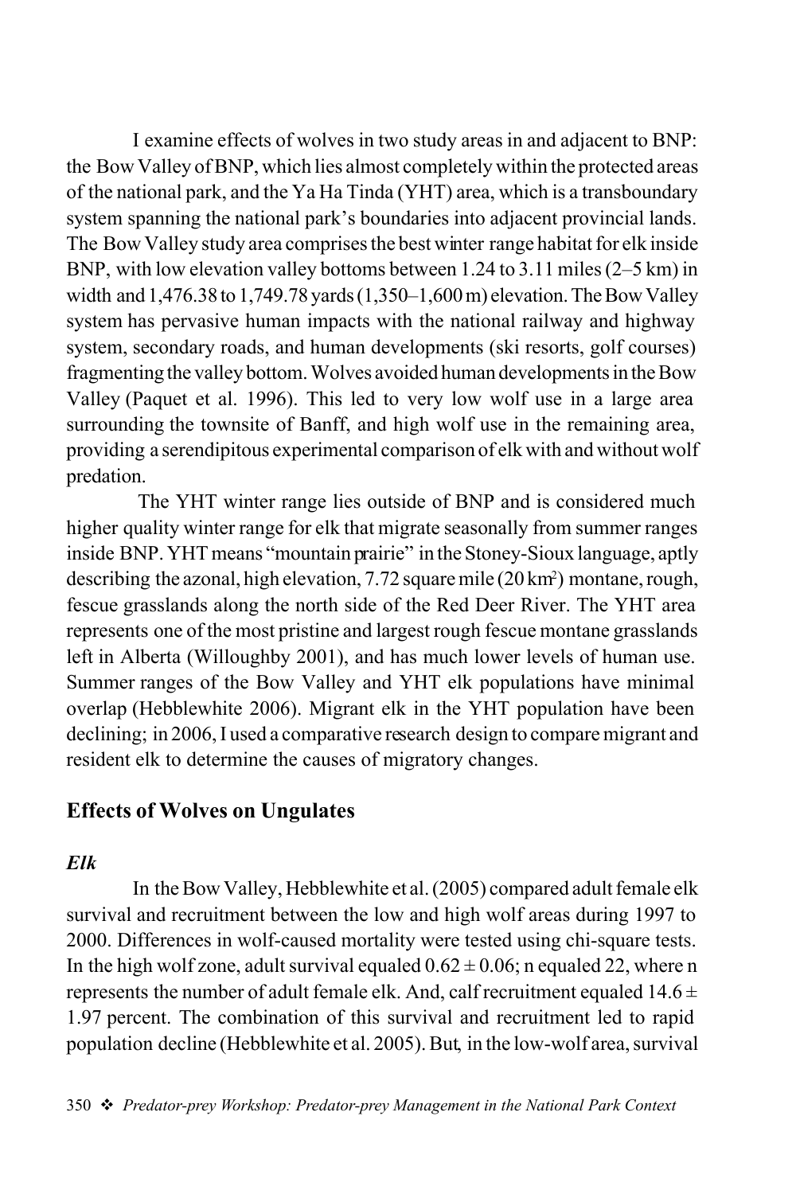I examine effects of wolves in two study areas in and adjacent to BNP: the Bow Valley of BNP, which lies almost completely within the protected areas of the national park, and the Ya Ha Tinda (YHT) area, which is a transboundary system spanning the national park's boundaries into adjacent provincial lands. The Bow Valley study area comprises the best winter range habitat for elk inside BNP, with low elevation valley bottoms between 1.24 to 3.11 miles (2–5 km) in width and 1,476.38 to 1,749.78 yards (1,350–1,600 m) elevation. The Bow Valley system has pervasive human impacts with the national railway and highway system, secondary roads, and human developments (ski resorts, golf courses) fragmenting the valley bottom. Wolves avoided human developments in the Bow Valley (Paquet et al. 1996). This led to very low wolf use in a large area surrounding the townsite of Banff, and high wolf use in the remaining area, providing a serendipitous experimental comparison of elk with and without wolf predation.

The YHT winter range lies outside of BNP and is considered much higher quality winter range for elk that migrate seasonally from summer ranges inside BNP. YHT means "mountain prairie" in the Stoney-Sioux language, aptly describing the azonal, high elevation, 7.72 square mile (20 km$^2$) montane, rough, fescue grasslands along the north side of the Red Deer River. The YHT area represents one of the most pristine and largest rough fescue montane grasslands left in Alberta (Willoughby 2001), and has much lower levels of human use. Summer ranges of the Bow Valley and YHT elk populations have minimal overlap (Hebblewhite 2006). Migrant elk in the YHT population have been declining; in 2006, I used a comparative research design to compare migrant and resident elk to determine the causes of migratory changes.

## Effects of Wolves on Ungulates

### *Elk*

In the Bow Valley, Hebblewhite et al. (2005) compared adult female elk survival and recruitment between the low and high wolf areas during 1997 to 2000. Differences in wolf-caused mortality were tested using chi-square tests. In the high wolf zone, adult survival equaled $0.62 \pm 0.06$; n equaled 22, where n represents the number of adult female elk. And, calf recruitment equaled $14.6 \pm 1.97$ percent. The combination of this survival and recruitment led to rapid population decline (Hebblewhite et al. 2005). But, in the low-wolf area, survival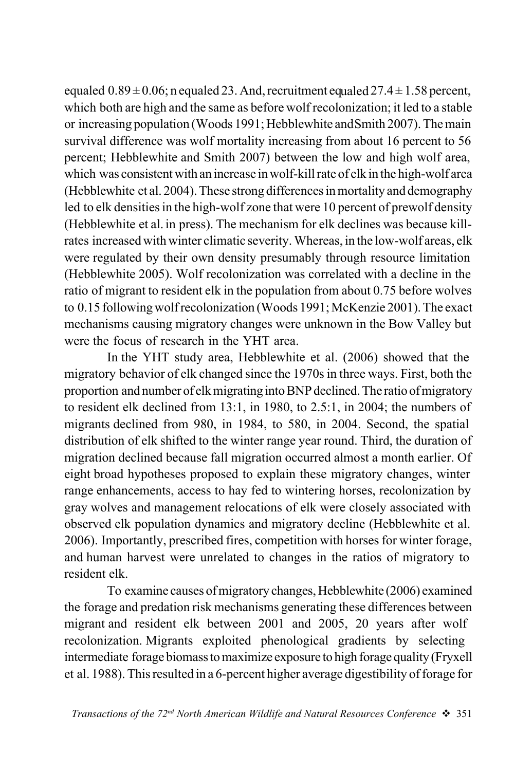equaled $0.89 \pm 0.06$; n equaled 23. And, recruitment equaled $27.4 \pm 1.58$ percent, which both are high and the same as before wolf recolonization; it led to a stable or increasing population (Woods 1991; Hebblewhite and Smith 2007). The main survival difference was wolf mortality increasing from about 16 percent to 56 percent; Hebblewhite and Smith 2007) between the low and high wolf area, which was consistent with an increase in wolf-kill rate of elk in the high-wolf area (Hebblewhite et al. 2004). These strong differences in mortality and demography led to elk densities in the high-wolf zone that were 10 percent of prewolf density (Hebblewhite et al. in press). The mechanism for elk declines was because kill-rates increased with winter climatic severity. Whereas, in the low-wolf areas, elk were regulated by their own density presumably through resource limitation (Hebblewhite 2005). Wolf recolonization was correlated with a decline in the ratio of migrant to resident elk in the population from about 0.75 before wolves to 0.15 following wolf recolonization (Woods 1991; McKenzie 2001). The exact mechanisms causing migratory changes were unknown in the Bow Valley but were the focus of research in the YHT area.

In the YHT study area, Hebblewhite et al. (2006) showed that the migratory behavior of elk changed since the 1970s in three ways. First, both the proportion and number of elk migrating into BNP declined. The ratio of migratory to resident elk declined from 13:1, in 1980, to 2.5:1, in 2004; the numbers of migrants declined from 980, in 1984, to 580, in 2004. Second, the spatial distribution of elk shifted to the winter range year round. Third, the duration of migration declined because fall migration occurred almost a month earlier. Of eight broad hypotheses proposed to explain these migratory changes, winter range enhancements, access to hay fed to wintering horses, recolonization by gray wolves and management relocations of elk were closely associated with observed elk population dynamics and migratory decline (Hebblewhite et al. 2006). Importantly, prescribed fires, competition with horses for winter forage, and human harvest were unrelated to changes in the ratios of migratory to resident elk.

To examine causes of migratory changes, Hebblewhite (2006) examined the forage and predation risk mechanisms generating these differences between migrant and resident elk between 2001 and 2005, 20 years after wolf recolonization. Migrants exploited phenological gradients by selecting intermediate forage biomass to maximize exposure to high forage quality (Fryxell et al. 1988). This resulted in a 6-percent higher average digestibility of forage for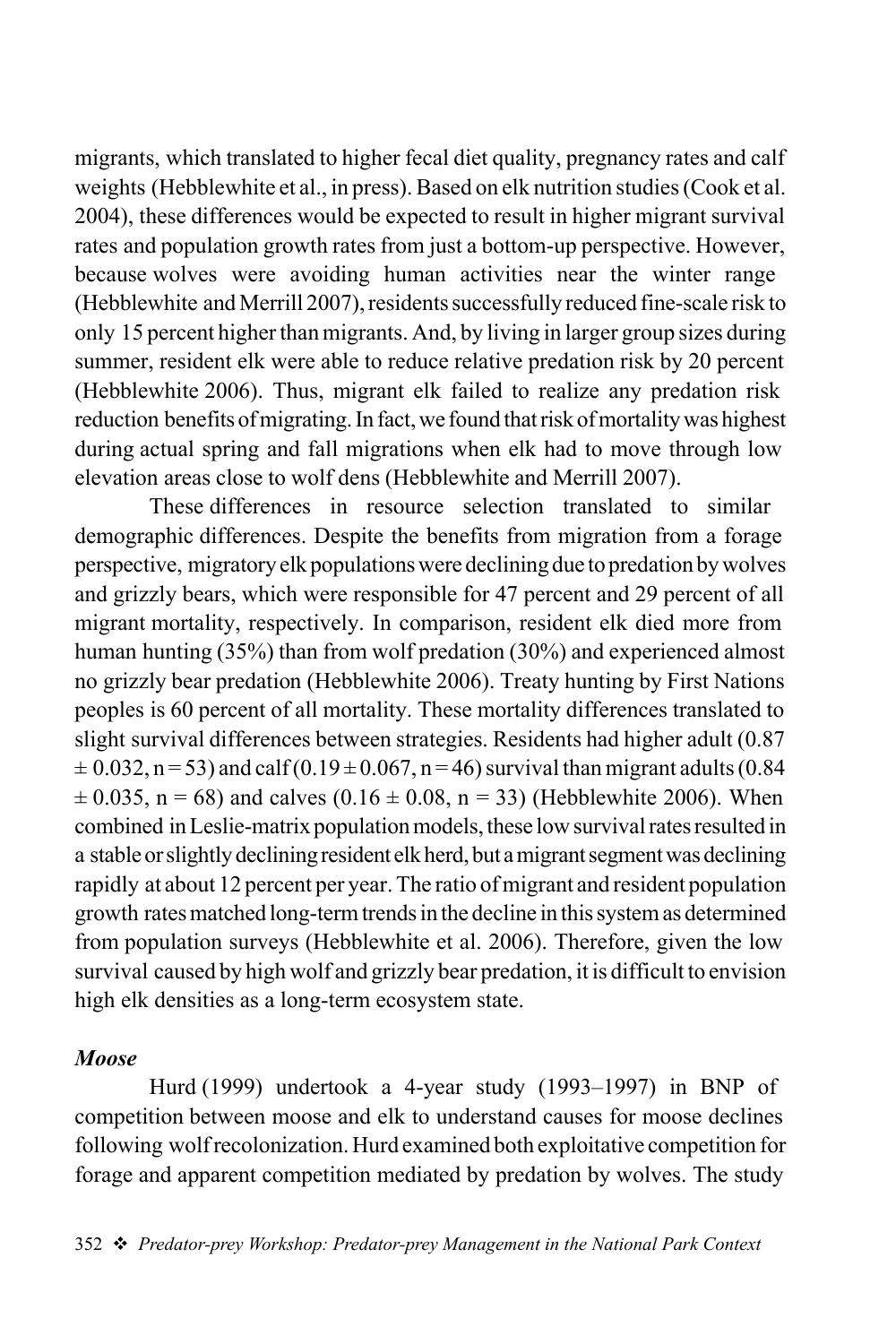migrants, which translated to higher fecal diet quality, pregnancy rates and calf weights (Hebblewhite et al., in press). Based on elk nutrition studies (Cook et al. 2004), these differences would be expected to result in higher migrant survival rates and population growth rates from just a bottom-up perspective. However, because wolves were avoiding human activities near the winter range (Hebblewhite and Merrill 2007), residents successfully reduced fine-scale risk to only 15 percent higher than migrants. And, by living in larger group sizes during summer, resident elk were able to reduce relative predation risk by 20 percent (Hebblewhite 2006). Thus, migrant elk failed to realize any predation risk reduction benefits of migrating. In fact, we found that risk of mortality was highest during actual spring and fall migrations when elk had to move through low elevation areas close to wolf dens (Hebblewhite and Merrill 2007).

These differences in resource selection translated to similar demographic differences. Despite the benefits from migration from a forage perspective, migratory elk populations were declining due to predation by wolves and grizzly bears, which were responsible for 47 percent and 29 percent of all migrant mortality, respectively. In comparison, resident elk died more from human hunting (35%) than from wolf predation (30%) and experienced almost no grizzly bear predation (Hebblewhite 2006). Treaty hunting by First Nations peoples is 60 percent of all mortality. These mortality differences translated to slight survival differences between strategies. Residents had higher adult ($0.87 \pm 0.032$, $n = 53$) and calf ($0.19 \pm 0.067$, $n = 46$) survival than migrant adults ($0.84 \pm 0.035$, $n = 68$) and calves ($0.16 \pm 0.08$, $n = 33$) (Hebblewhite 2006). When combined in Leslie-matrix population models, these low survival rates resulted in a stable or slightly declining resident elk herd, but a migrant segment was declining rapidly at about 12 percent per year. The ratio of migrant and resident population growth rates matched long-term trends in the decline in this system as determined from population surveys (Hebblewhite et al. 2006). Therefore, given the low survival caused by high wolf and grizzly bear predation, it is difficult to envision high elk densities as a long-term ecosystem state.

### *Moose*

Hurd (1999) undertook a 4-year study (1993–1997) in BNP of competition between moose and elk to understand causes for moose declines following wolf recolonization. Hurd examined both exploitative competition for forage and apparent competition mediated by predation by wolves. The study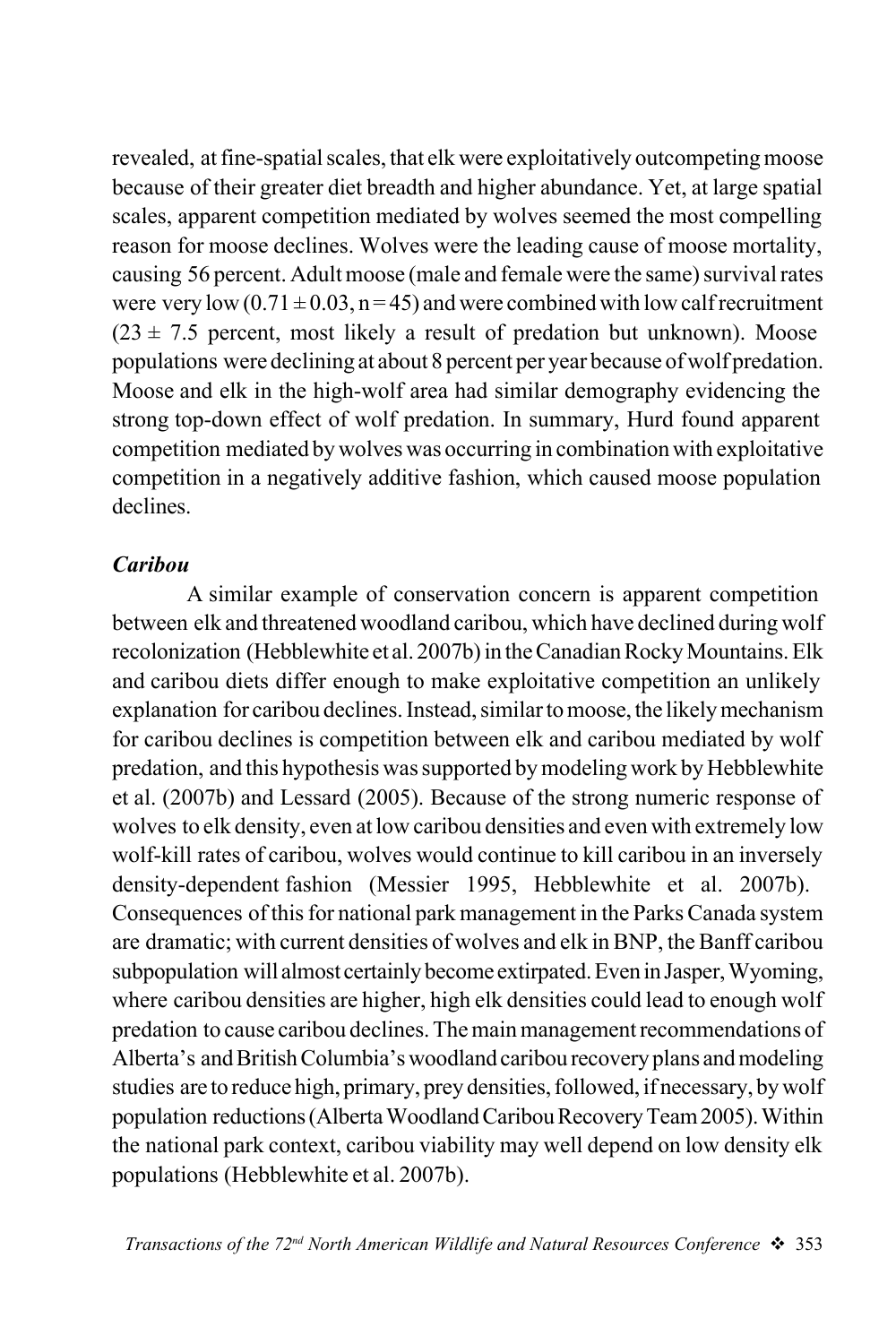revealed, at fine-spatial scales, that elk were exploitatively outcompeting moose because of their greater diet breadth and higher abundance. Yet, at large spatial scales, apparent competition mediated by wolves seemed the most compelling reason for moose declines. Wolves were the leading cause of moose mortality, causing 56 percent. Adult moose (male and female were the same) survival rates were very low ($0.71 \pm 0.03$, $n = 45$) and were combined with low calf recruitment ($23 \pm 7.5$ percent, most likely a result of predation but unknown). Moose populations were declining at about 8 percent per year because of wolf predation. Moose and elk in the high-wolf area had similar demography evidencing the strong top-down effect of wolf predation. In summary, Hurd found apparent competition mediated by wolves was occurring in combination with exploitative competition in a negatively additive fashion, which caused moose population declines.

### *Caribou*

A similar example of conservation concern is apparent competition between elk and threatened woodland caribou, which have declined during wolf recolonization (Hebblewhite et al. 2007b) in the Canadian Rocky Mountains. Elk and caribou diets differ enough to make exploitative competition an unlikely explanation for caribou declines. Instead, similar to moose, the likely mechanism for caribou declines is competition between elk and caribou mediated by wolf predation, and this hypothesis was supported by modeling work by Hebblewhite et al. (2007b) and Lessard (2005). Because of the strong numeric response of wolves to elk density, even at low caribou densities and even with extremely low wolf-kill rates of caribou, wolves would continue to kill caribou in an inversely density-dependent fashion (Messier 1995, Hebblewhite et al. 2007b). Consequences of this for national park management in the Parks Canada system are dramatic; with current densities of wolves and elk in BNP, the Banff caribou subpopulation will almost certainly become extirpated. Even in Jasper, Wyoming, where caribou densities are higher, high elk densities could lead to enough wolf predation to cause caribou declines. The main management recommendations of Alberta's and British Columbia's woodland caribou recovery plans and modeling studies are to reduce high, primary, prey densities, followed, if necessary, by wolf population reductions (Alberta Woodland Caribou Recovery Team 2005). Within the national park context, caribou viability may well depend on low density elk populations (Hebblewhite et al. 2007b).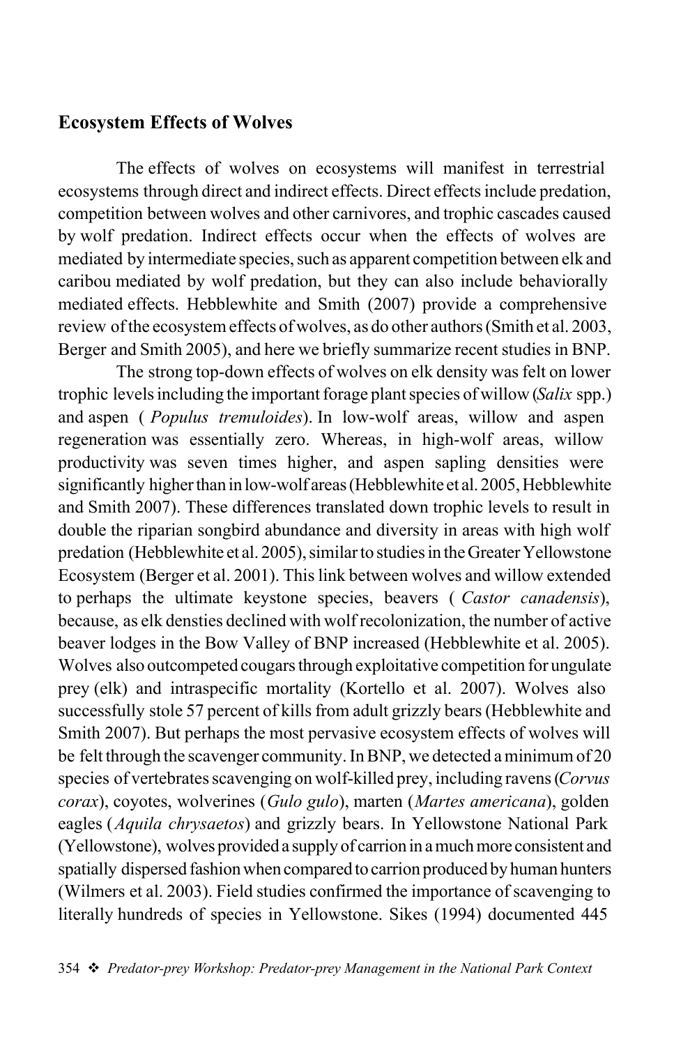## Ecosystem Effects of Wolves

The effects of wolves on ecosystems will manifest in terrestrial ecosystems through direct and indirect effects. Direct effects include predation, competition between wolves and other carnivores, and trophic cascades caused by wolf predation. Indirect effects occur when the effects of wolves are mediated by intermediate species, such as apparent competition between elk and caribou mediated by wolf predation, but they can also include behaviorally mediated effects. Hebblewhite and Smith (2007) provide a comprehensive review of the ecosystem effects of wolves, as do other authors (Smith et al. 2003, Berger and Smith 2005), and here we briefly summarize recent studies in BNP.

The strong top-down effects of wolves on elk density was felt on lower trophic levels including the important forage plant species of willow (*Salix* spp.) and aspen ( *Populus tremuloides*). In low-wolf areas, willow and aspen regeneration was essentially zero. Whereas, in high-wolf areas, willow productivity was seven times higher, and aspen sapling densities were significantly higher than in low-wolf areas (Hebblewhite et al. 2005, Hebblewhite and Smith 2007). These differences translated down trophic levels to result in double the riparian songbird abundance and diversity in areas with high wolf predation (Hebblewhite et al. 2005), similar to studies in the Greater Yellowstone Ecosystem (Berger et al. 2001). This link between wolves and willow extended to perhaps the ultimate keystone species, beavers ( *Castor canadensis*), because, as elk densties declined with wolf recolonization, the number of active beaver lodges in the Bow Valley of BNP increased (Hebblewhite et al. 2005). Wolves also outcompeted cougars through exploitative competition for ungulate prey (elk) and intraspecific mortality (Kortello et al. 2007). Wolves also successfully stole 57 percent of kills from adult grizzly bears (Hebblewhite and Smith 2007). But perhaps the most pervasive ecosystem effects of wolves will be felt through the scavenger community. In BNP, we detected a minimum of 20 species of vertebrates scavenging on wolf-killed prey, including ravens (*Corvus corax*), coyotes, wolverines (*Gulo gulo*), marten (*Martes americana*), golden eagles (*Aquila chrysaetos*) and grizzly bears. In Yellowstone National Park (Yellowstone), wolves provided a supply of carrion in a much more consistent and spatially dispersed fashion when compared to carrion produced by human hunters (Wilmers et al. 2003). Field studies confirmed the importance of scavenging to literally hundreds of species in Yellowstone. Sikes (1994) documented 445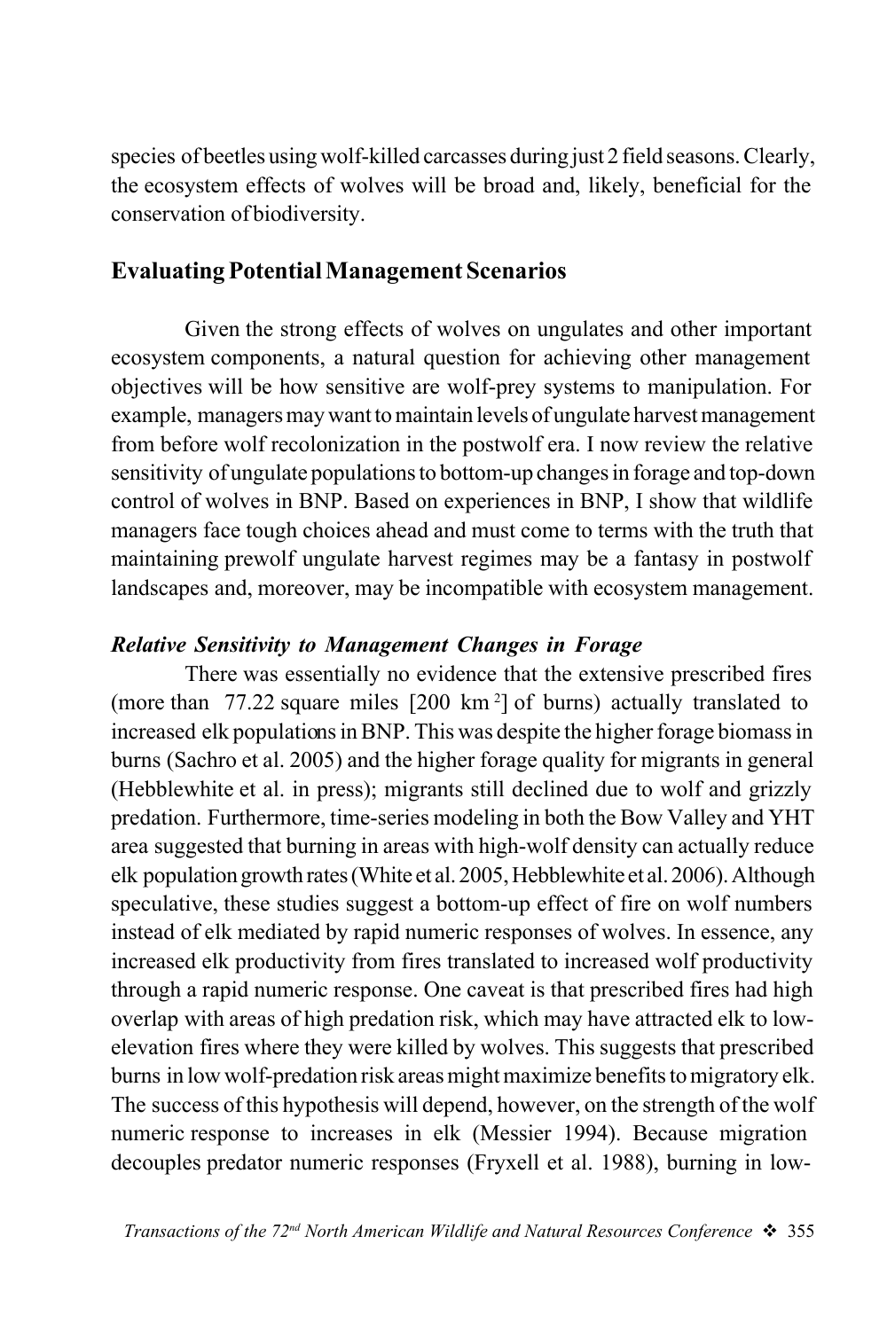species of beetles using wolf-killed carcasses during just 2 field seasons. Clearly, the ecosystem effects of wolves will be broad and, likely, beneficial for the conservation of biodiversity.

## Evaluating Potential Management Scenarios

Given the strong effects of wolves on ungulates and other important ecosystem components, a natural question for achieving other management objectives will be how sensitive are wolf-prey systems to manipulation. For example, managers may want to maintain levels of ungulate harvest management from before wolf recolonization in the postwolf era. I now review the relative sensitivity of ungulate populations to bottom-up changes in forage and top-down control of wolves in BNP. Based on experiences in BNP, I show that wildlife managers face tough choices ahead and must come to terms with the truth that maintaining prewolf ungulate harvest regimes may be a fantasy in postwolf landscapes and, moreover, may be incompatible with ecosystem management.

### *Relative Sensitivity to Management Changes in Forage*

There was essentially no evidence that the extensive prescribed fires (more than 77.22 square miles [200 $km^2$] of burns) actually translated to increased elk populations in BNP. This was despite the higher forage biomass in burns (Sachro et al. 2005) and the higher forage quality for migrants in general (Hebblewhite et al. in press); migrants still declined due to wolf and grizzly predation. Furthermore, time-series modeling in both the Bow Valley and YHT area suggested that burning in areas with high-wolf density can actually reduce elk population growth rates (White et al. 2005, Hebblewhite et al. 2006). Although speculative, these studies suggest a bottom-up effect of fire on wolf numbers instead of elk mediated by rapid numeric responses of wolves. In essence, any increased elk productivity from fires translated to increased wolf productivity through a rapid numeric response. One caveat is that prescribed fires had high overlap with areas of high predation risk, which may have attracted elk to low-elevation fires where they were killed by wolves. This suggests that prescribed burns in low wolf-predation risk areas might maximize benefits to migratory elk. The success of this hypothesis will depend, however, on the strength of the wolf numeric response to increases in elk (Messier 1994). Because migration decouples predator numeric responses (Fryxell et al. 1988), burning in low-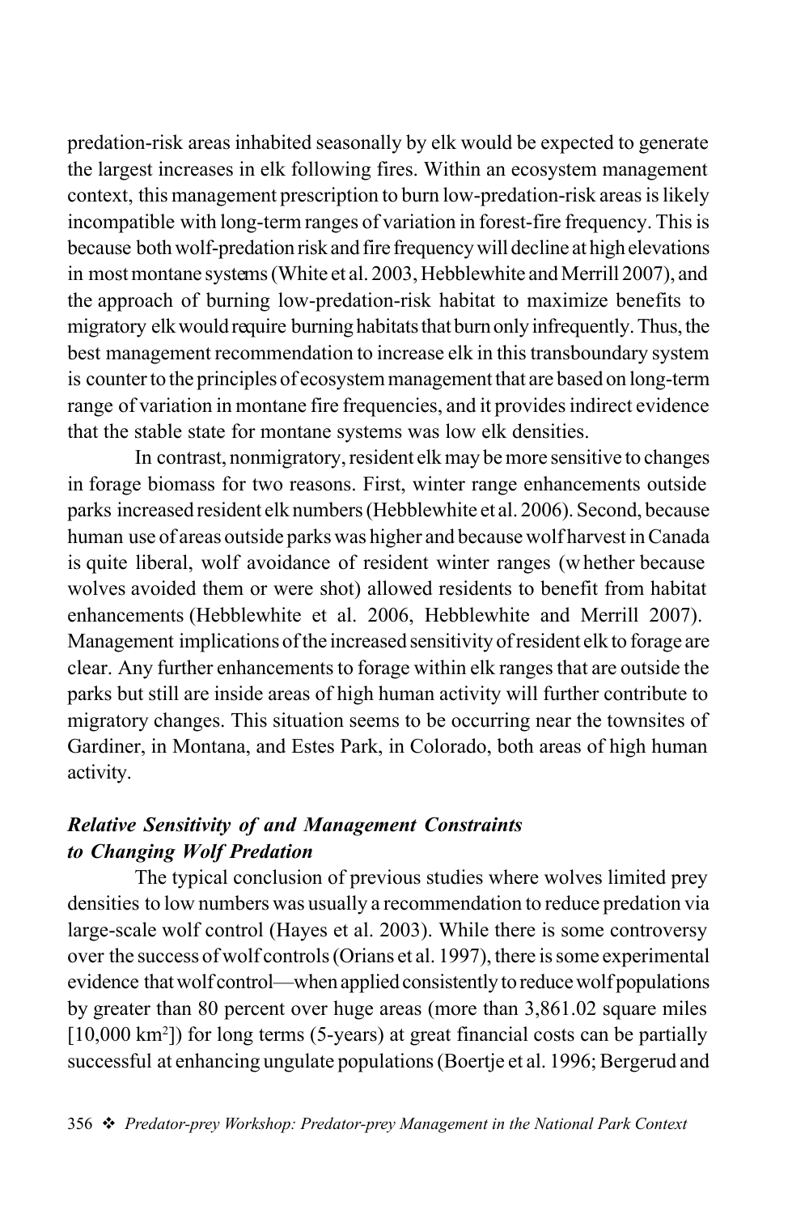predation-risk areas inhabited seasonally by elk would be expected to generate the largest increases in elk following fires. Within an ecosystem management context, this management prescription to burn low-predation-risk areas is likely incompatible with long-term ranges of variation in forest-fire frequency. This is because both wolf-predation risk and fire frequency will decline at high elevations in most montane systems (White et al. 2003, Hebblewhite and Merrill 2007), and the approach of burning low-predation-risk habitat to maximize benefits to migratory elk would require burning habitats that burn only infrequently. Thus, the best management recommendation to increase elk in this transboundary system is counter to the principles of ecosystem management that are based on long-term range of variation in montane fire frequencies, and it provides indirect evidence that the stable state for montane systems was low elk densities.

In contrast, nonmigratory, resident elk may be more sensitive to changes in forage biomass for two reasons. First, winter range enhancements outside parks increased resident elk numbers (Hebblewhite et al. 2006). Second, because human use of areas outside parks was higher and because wolf harvest in Canada is quite liberal, wolf avoidance of resident winter ranges (whether because wolves avoided them or were shot) allowed residents to benefit from habitat enhancements (Hebblewhite et al. 2006, Hebblewhite and Merrill 2007). Management implications of the increased sensitivity of resident elk to forage are clear. Any further enhancements to forage within elk ranges that are outside the parks but still are inside areas of high human activity will further contribute to migratory changes. This situation seems to be occurring near the townsites of Gardiner, in Montana, and Estes Park, in Colorado, both areas of high human activity.

### *Relative Sensitivity of and Management Constraints to Changing Wolf Predation*

The typical conclusion of previous studies where wolves limited prey densities to low numbers was usually a recommendation to reduce predation via large-scale wolf control (Hayes et al. 2003). While there is some controversy over the success of wolf controls (Orians et al. 1997), there is some experimental evidence that wolf control—when applied consistently to reduce wolf populations by greater than 80 percent over huge areas (more than 3,861.02 square miles [10,000 km$^2$]) for long terms (5-years) at great financial costs can be partially successful at enhancing ungulate populations (Boertje et al. 1996; Bergerud and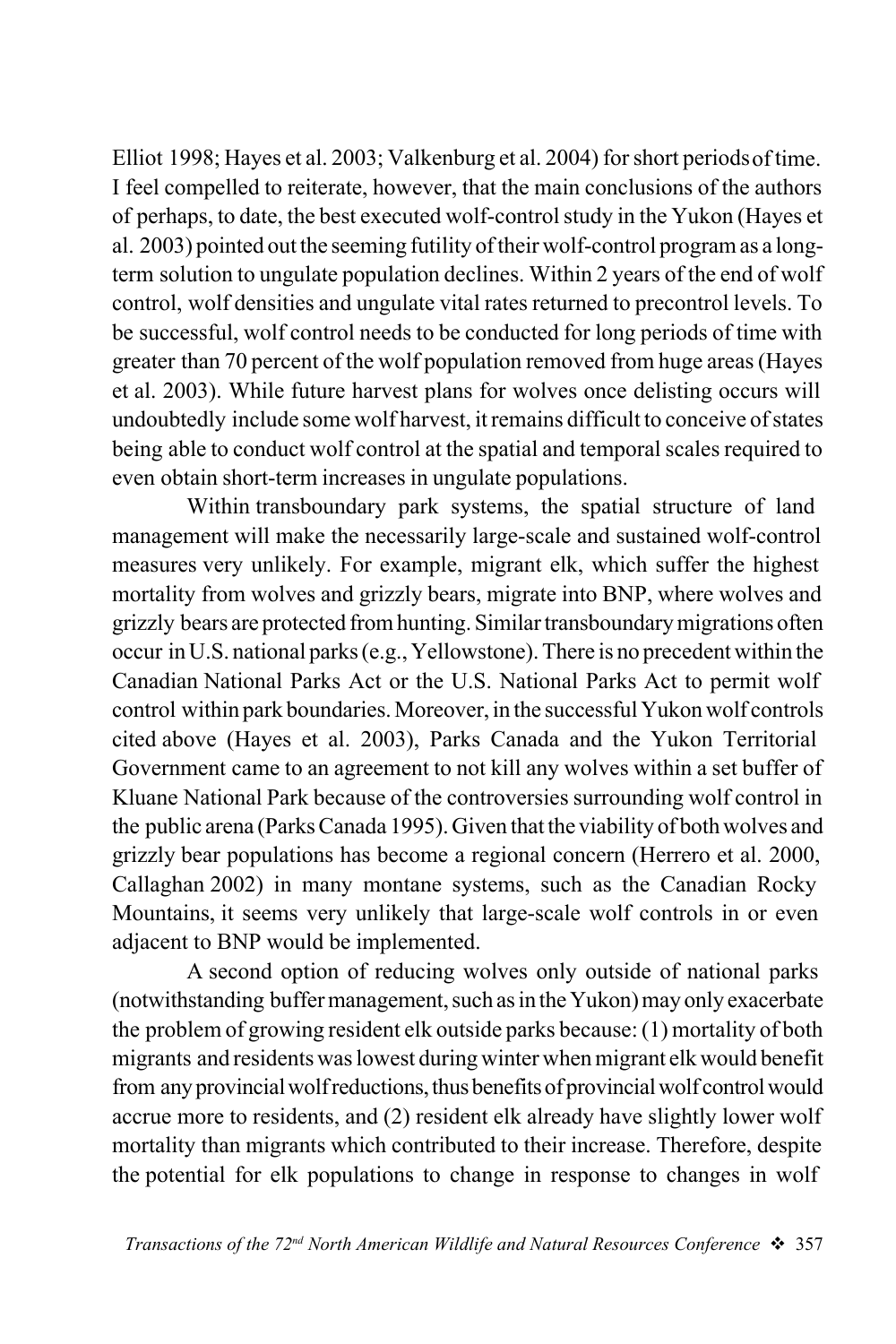Elliot 1998; Hayes et al. 2003; Valkenburg et al. 2004) for short periods of time. I feel compelled to reiterate, however, that the main conclusions of the authors of perhaps, to date, the best executed wolf-control study in the Yukon (Hayes et al. 2003) pointed out the seeming futility of their wolf-control program as a long-term solution to ungulate population declines. Within 2 years of the end of wolf control, wolf densities and ungulate vital rates returned to precontrol levels. To be successful, wolf control needs to be conducted for long periods of time with greater than 70 percent of the wolf population removed from huge areas (Hayes et al. 2003). While future harvest plans for wolves once delisting occurs will undoubtedly include some wolf harvest, it remains difficult to conceive of states being able to conduct wolf control at the spatial and temporal scales required to even obtain short-term increases in ungulate populations.

Within transboundary park systems, the spatial structure of land management will make the necessarily large-scale and sustained wolf-control measures very unlikely. For example, migrant elk, which suffer the highest mortality from wolves and grizzly bears, migrate into BNP, where wolves and grizzly bears are protected from hunting. Similar transboundary migrations often occur in U.S. national parks (e.g., Yellowstone). There is no precedent within the Canadian National Parks Act or the U.S. National Parks Act to permit wolf control within park boundaries. Moreover, in the successful Yukon wolf controls cited above (Hayes et al. 2003), Parks Canada and the Yukon Territorial Government came to an agreement to not kill any wolves within a set buffer of Kluane National Park because of the controversies surrounding wolf control in the public arena (Parks Canada 1995). Given that the viability of both wolves and grizzly bear populations has become a regional concern (Herrero et al. 2000, Callaghan 2002) in many montane systems, such as the Canadian Rocky Mountains, it seems very unlikely that large-scale wolf controls in or even adjacent to BNP would be implemented.

A second option of reducing wolves only outside of national parks (notwithstanding buffer management, such as in the Yukon) may only exacerbate the problem of growing resident elk outside parks because: (1) mortality of both migrants and residents was lowest during winter when migrant elk would benefit from any provincial wolf reductions, thus benefits of provincial wolf control would accrue more to residents, and (2) resident elk already have slightly lower wolf mortality than migrants which contributed to their increase. Therefore, despite the potential for elk populations to change in response to changes in wolf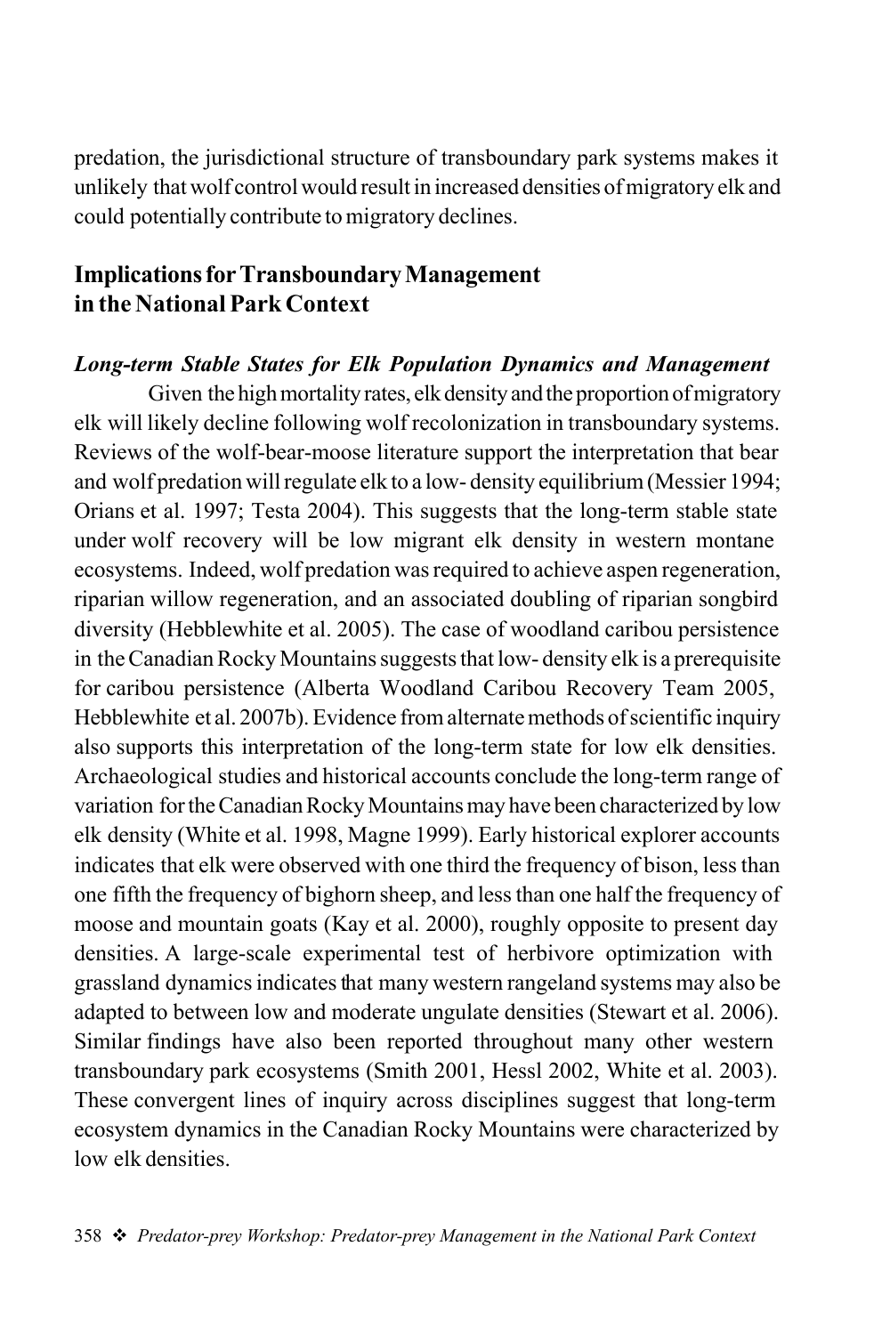predation, the jurisdictional structure of transboundary park systems makes it unlikely that wolf control would result in increased densities of migratory elk and could potentially contribute to migratory declines.

## Implications for Transboundary Management in the National Park Context

### *Long-term Stable States for Elk Population Dynamics and Management*

Given the high mortality rates, elk density and the proportion of migratory elk will likely decline following wolf recolonization in transboundary systems. Reviews of the wolf-bear-moose literature support the interpretation that bear and wolf predation will regulate elk to a low- density equilibrium (Messier 1994; Orians et al. 1997; Testa 2004). This suggests that the long-term stable state under wolf recovery will be low migrant elk density in western montane ecosystems. Indeed, wolf predation was required to achieve aspen regeneration, riparian willow regeneration, and an associated doubling of riparian songbird diversity (Hebblewhite et al. 2005). The case of woodland caribou persistence in the Canadian Rocky Mountains suggests that low- density elk is a prerequisite for caribou persistence (Alberta Woodland Caribou Recovery Team 2005, Hebblewhite et al. 2007b). Evidence from alternate methods of scientific inquiry also supports this interpretation of the long-term state for low elk densities. Archaeological studies and historical accounts conclude the long-term range of variation for the Canadian Rocky Mountains may have been characterized by low elk density (White et al. 1998, Magne 1999). Early historical explorer accounts indicates that elk were observed with one third the frequency of bison, less than one fifth the frequency of bighorn sheep, and less than one half the frequency of moose and mountain goats (Kay et al. 2000), roughly opposite to present day densities. A large-scale experimental test of herbivore optimization with grassland dynamics indicates that many western rangeland systems may also be adapted to between low and moderate ungulate densities (Stewart et al. 2006). Similar findings have also been reported throughout many other western transboundary park ecosystems (Smith 2001, Hessl 2002, White et al. 2003). These convergent lines of inquiry across disciplines suggest that long-term ecosystem dynamics in the Canadian Rocky Mountains were characterized by low elk densities.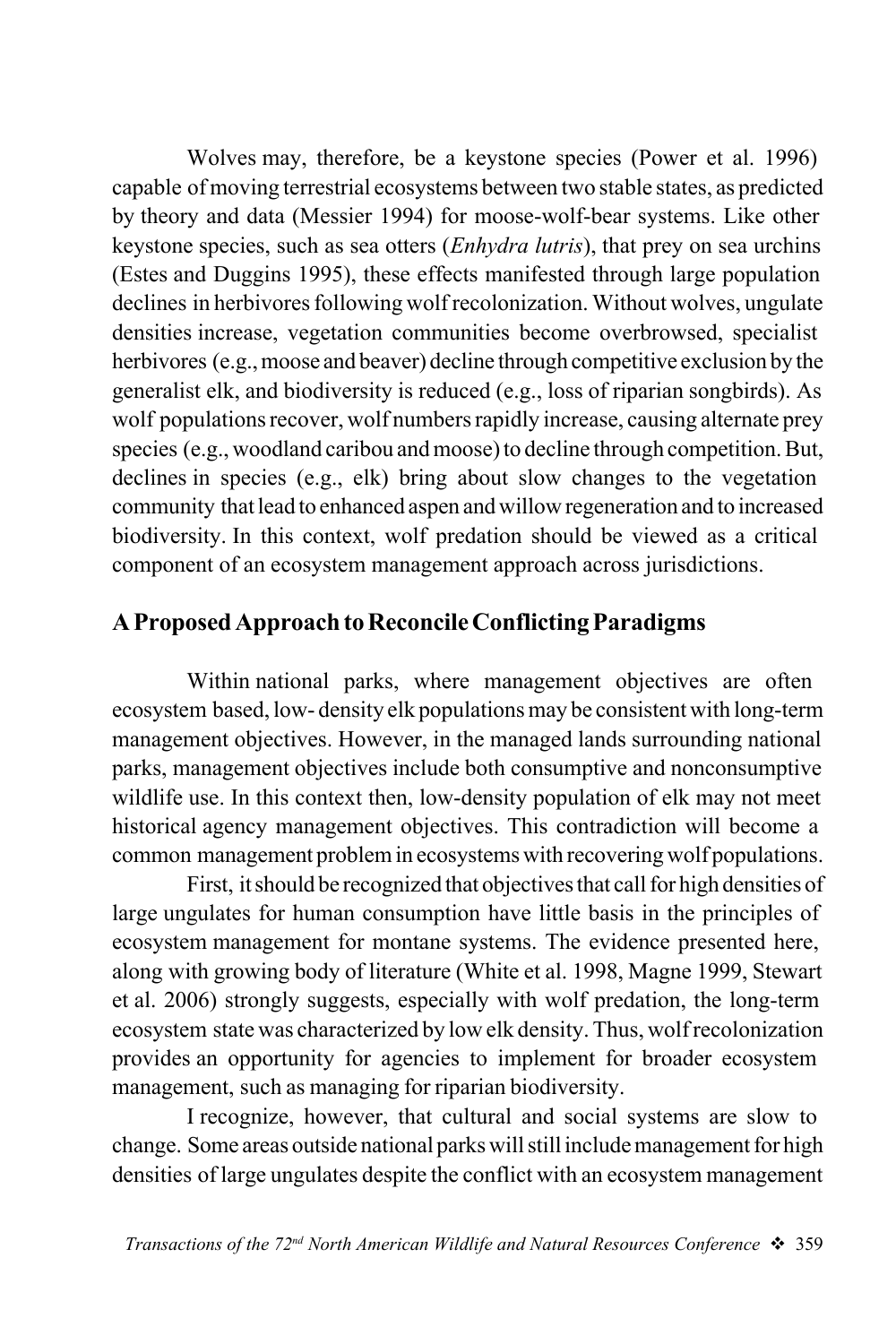Wolves may, therefore, be a keystone species (Power et al. 1996) capable of moving terrestrial ecosystems between two stable states, as predicted by theory and data (Messier 1994) for moose-wolf-bear systems. Like other keystone species, such as sea otters (*Enhydra lutris*), that prey on sea urchins (Estes and Duggins 1995), these effects manifested through large population declines in herbivores following wolf recolonization. Without wolves, ungulate densities increase, vegetation communities become overbrowsed, specialist herbivores (e.g., moose and beaver) decline through competitive exclusion by the generalist elk, and biodiversity is reduced (e.g., loss of riparian songbirds). As wolf populations recover, wolf numbers rapidly increase, causing alternate prey species (e.g., woodland caribou and moose) to decline through competition. But, declines in species (e.g., elk) bring about slow changes to the vegetation community that lead to enhanced aspen and willow regeneration and to increased biodiversity. In this context, wolf predation should be viewed as a critical component of an ecosystem management approach across jurisdictions.

## A Proposed Approach to Reconcile Conflicting Paradigms

Within national parks, where management objectives are often ecosystem based, low- density elk populations may be consistent with long-term management objectives. However, in the managed lands surrounding national parks, management objectives include both consumptive and nonconsumptive wildlife use. In this context then, low-density population of elk may not meet historical agency management objectives. This contradiction will become a common management problem in ecosystems with recovering wolf populations.

First, it should be recognized that objectives that call for high densities of large ungulates for human consumption have little basis in the principles of ecosystem management for montane systems. The evidence presented here, along with growing body of literature (White et al. 1998, Magne 1999, Stewart et al. 2006) strongly suggests, especially with wolf predation, the long-term ecosystem state was characterized by low elk density. Thus, wolf recolonization provides an opportunity for agencies to implement for broader ecosystem management, such as managing for riparian biodiversity.

I recognize, however, that cultural and social systems are slow to change. Some areas outside national parks will still include management for high densities of large ungulates despite the conflict with an ecosystem management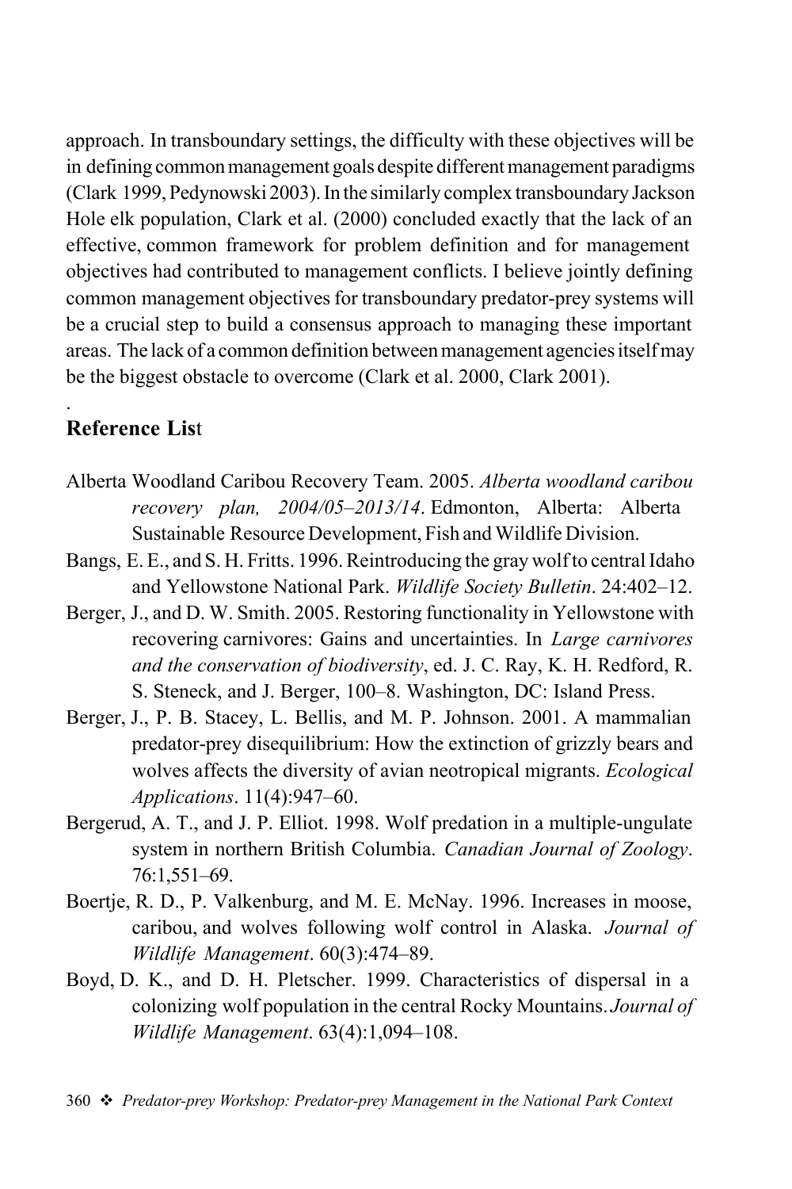approach. In transboundary settings, the difficulty with these objectives will be in defining common management goals despite different management paradigms (Clark 1999, Pedynowski 2003). In the similarly complex transboundary Jackson Hole elk population, Clark et al. (2000) concluded exactly that the lack of an effective, common framework for problem definition and for management objectives had contributed to management conflicts. I believe jointly defining common management objectives for transboundary predator-prey systems will be a crucial step to build a consensus approach to managing these important areas. The lack of a common definition between management agencies itself may be the biggest obstacle to overcome (Clark et al. 2000, Clark 2001).

.

## Reference List

Alberta Woodland Caribou Recovery Team. 2005. *Alberta woodland caribou recovery plan, 2004/05–2013/14*. Edmonton, Alberta: Alberta Sustainable Resource Development, Fish and Wildlife Division.

Bangs, E. E., and S. H. Fritts. 1996. Reintroducing the gray wolf to central Idaho and Yellowstone National Park. *Wildlife Society Bulletin*. 24:402–12.

Berger, J., and D. W. Smith. 2005. Restoring functionality in Yellowstone with recovering carnivores: Gains and uncertainties. In *Large carnivores and the conservation of biodiversity*, ed. J. C. Ray, K. H. Redford, R. S. Steneck, and J. Berger, 100–8. Washington, DC: Island Press.

Berger, J., P. B. Stacey, L. Bellis, and M. P. Johnson. 2001. A mammalian predator-prey disequilibrium: How the extinction of grizzly bears and wolves affects the diversity of avian neotropical migrants. *Ecological Applications*. 11(4):947–60.

Bergerud, A. T., and J. P. Elliot. 1998. Wolf predation in a multiple-ungulate system in northern British Columbia. *Canadian Journal of Zoology*. 76:1,551–69.

Boertje, R. D., P. Valkenburg, and M. E. McNay. 1996. Increases in moose, caribou, and wolves following wolf control in Alaska. *Journal of Wildlife Management*. 60(3):474–89.

Boyd, D. K., and D. H. Pletscher. 1999. Characteristics of dispersal in a colonizing wolf population in the central Rocky Mountains. *Journal of Wildlife Management*. 63(4):1,094–108.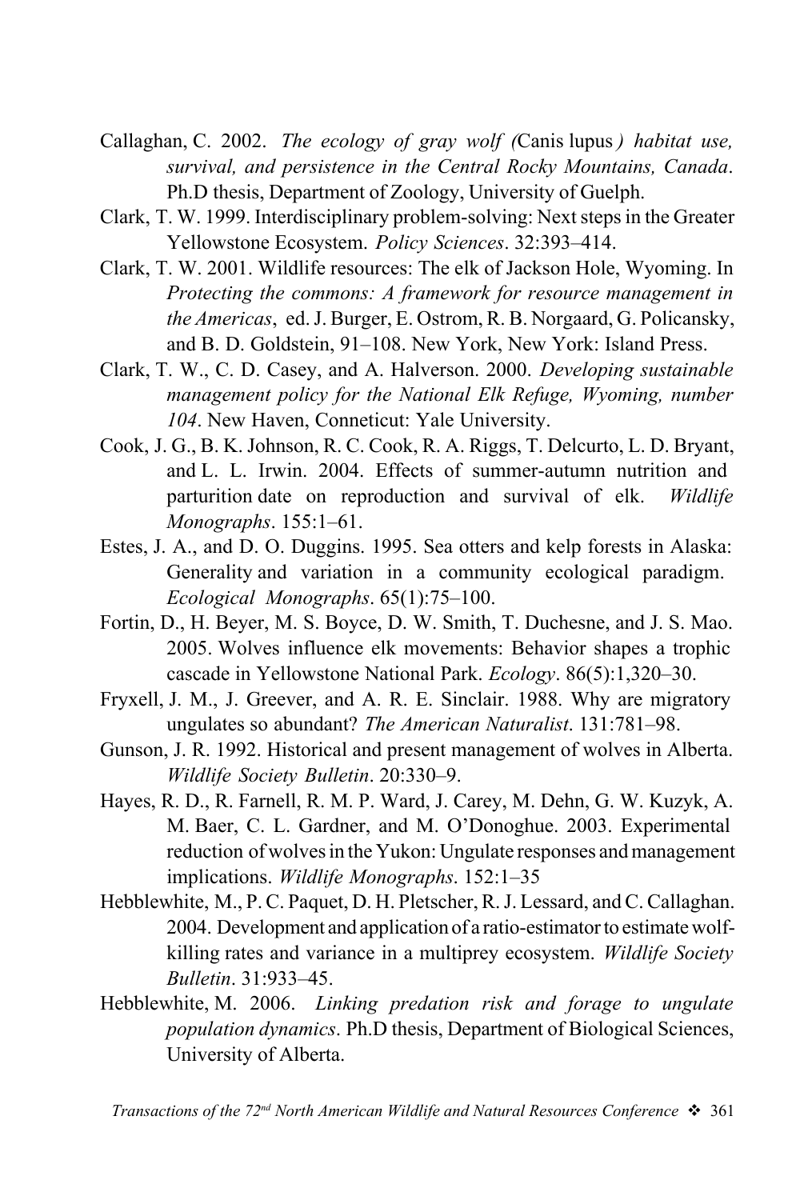Callaghan, C. 2002. *The ecology of gray wolf (*Canis lupus*) habitat use, survival, and persistence in the Central Rocky Mountains, Canada*. Ph.D thesis, Department of Zoology, University of Guelph.

Clark, T. W. 1999. Interdisciplinary problem-solving: Next steps in the Greater Yellowstone Ecosystem. *Policy Sciences*. 32:393–414.

Clark, T. W. 2001. Wildlife resources: The elk of Jackson Hole, Wyoming. In *Protecting the commons: A framework for resource management in the Americas*, ed. J. Burger, E. Ostrom, R. B. Norgaard, G. Policansky, and B. D. Goldstein, 91–108. New York, New York: Island Press.

Clark, T. W., C. D. Casey, and A. Halverson. 2000. *Developing sustainable management policy for the National Elk Refuge, Wyoming, number 104*. New Haven, Conneticut: Yale University.

Cook, J. G., B. K. Johnson, R. C. Cook, R. A. Riggs, T. Delcurto, L. D. Bryant, and L. L. Irwin. 2004. Effects of summer-autumn nutrition and parturition date on reproduction and survival of elk. *Wildlife Monographs*. 155:1–61.

Estes, J. A., and D. O. Duggins. 1995. Sea otters and kelp forests in Alaska: Generality and variation in a community ecological paradigm. *Ecological Monographs*. 65(1):75–100.

Fortin, D., H. Beyer, M. S. Boyce, D. W. Smith, T. Duchesne, and J. S. Mao. 2005. Wolves influence elk movements: Behavior shapes a trophic cascade in Yellowstone National Park. *Ecology*. 86(5):1,320–30.

Fryxell, J. M., J. Greever, and A. R. E. Sinclair. 1988. Why are migratory ungulates so abundant? *The American Naturalist*. 131:781–98.

Gunson, J. R. 1992. Historical and present management of wolves in Alberta. *Wildlife Society Bulletin*. 20:330–9.

Hayes, R. D., R. Farnell, R. M. P. Ward, J. Carey, M. Dehn, G. W. Kuzyk, A. M. Baer, C. L. Gardner, and M. O'Donoghue. 2003. Experimental reduction of wolves in the Yukon: Ungulate responses and management implications. *Wildlife Monographs*. 152:1–35

Hebblewhite, M., P. C. Paquet, D. H. Pletscher, R. J. Lessard, and C. Callaghan. 2004. Development and application of a ratio-estimator to estimate wolf-killing rates and variance in a multiprey ecosystem. *Wildlife Society Bulletin*. 31:933–45.

Hebblewhite, M. 2006. *Linking predation risk and forage to ungulate population dynamics*. Ph.D thesis, Department of Biological Sciences, University of Alberta.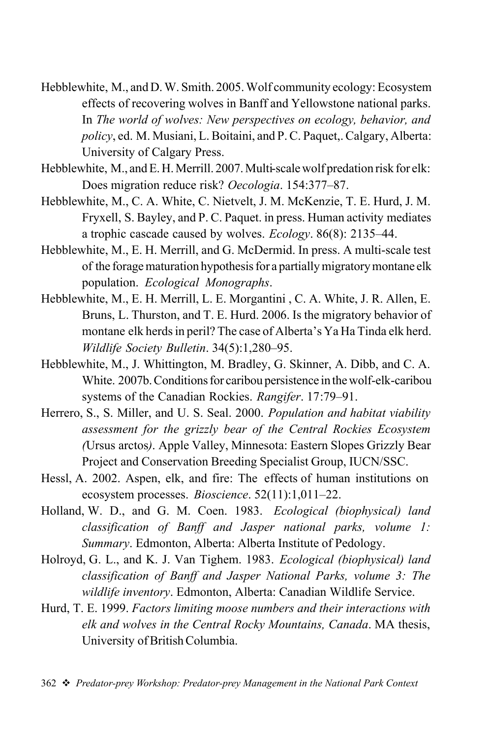Hebblewhite, M., and D. W. Smith. 2005. Wolf community ecology: Ecosystem effects of recovering wolves in Banff and Yellowstone national parks. In *The world of wolves: New perspectives on ecology, behavior, and policy*, ed. M. Musiani, L. Boitaini, and P. C. Paquet,. Calgary, Alberta: University of Calgary Press.

Hebblewhite, M., and E. H. Merrill. 2007. Multi-scale wolf predation risk for elk: Does migration reduce risk? *Oecologia*. 154:377–87.

Hebblewhite, M., C. A. White, C. Nietvelt, J. M. McKenzie, T. E. Hurd, J. M. Fryxell, S. Bayley, and P. C. Paquet. in press. Human activity mediates a trophic cascade caused by wolves. *Ecology*. 86(8): 2135–44.

Hebblewhite, M., E. H. Merrill, and G. McDermid. In press. A multi-scale test of the forage maturation hypothesis for a partially migratory montane elk population. *Ecological Monographs*.

Hebblewhite, M., E. H. Merrill, L. E. Morgantini , C. A. White, J. R. Allen, E. Bruns, L. Thurston, and T. E. Hurd. 2006. Is the migratory behavior of montane elk herds in peril? The case of Alberta's Ya Ha Tinda elk herd. *Wildlife Society Bulletin*. 34(5):1,280–95.

Hebblewhite, M., J. Whittington, M. Bradley, G. Skinner, A. Dibb, and C. A. White. 2007b. Conditions for caribou persistence in the wolf-elk-caribou systems of the Canadian Rockies. *Rangifer*. 17:79–91.

Herrero, S., S. Miller, and U. S. Seal. 2000. *Population and habitat viability assessment for the grizzly bear of the Central Rockies Ecosystem (*Ursus arctos*)*. Apple Valley, Minnesota: Eastern Slopes Grizzly Bear Project and Conservation Breeding Specialist Group, IUCN/SSC.

Hessl, A. 2002. Aspen, elk, and fire: The effects of human institutions on ecosystem processes. *Bioscience*. 52(11):1,011–22.

Holland, W. D., and G. M. Coen. 1983. *Ecological (biophysical) land classification of Banff and Jasper national parks, volume 1: Summary*. Edmonton, Alberta: Alberta Institute of Pedology.

Holroyd, G. L., and K. J. Van Tighem. 1983. *Ecological (biophysical) land classification of Banff and Jasper National Parks, volume 3: The wildlife inventory*. Edmonton, Alberta: Canadian Wildlife Service.

Hurd, T. E. 1999. *Factors limiting moose numbers and their interactions with elk and wolves in the Central Rocky Mountains, Canada*. MA thesis, University of British Columbia.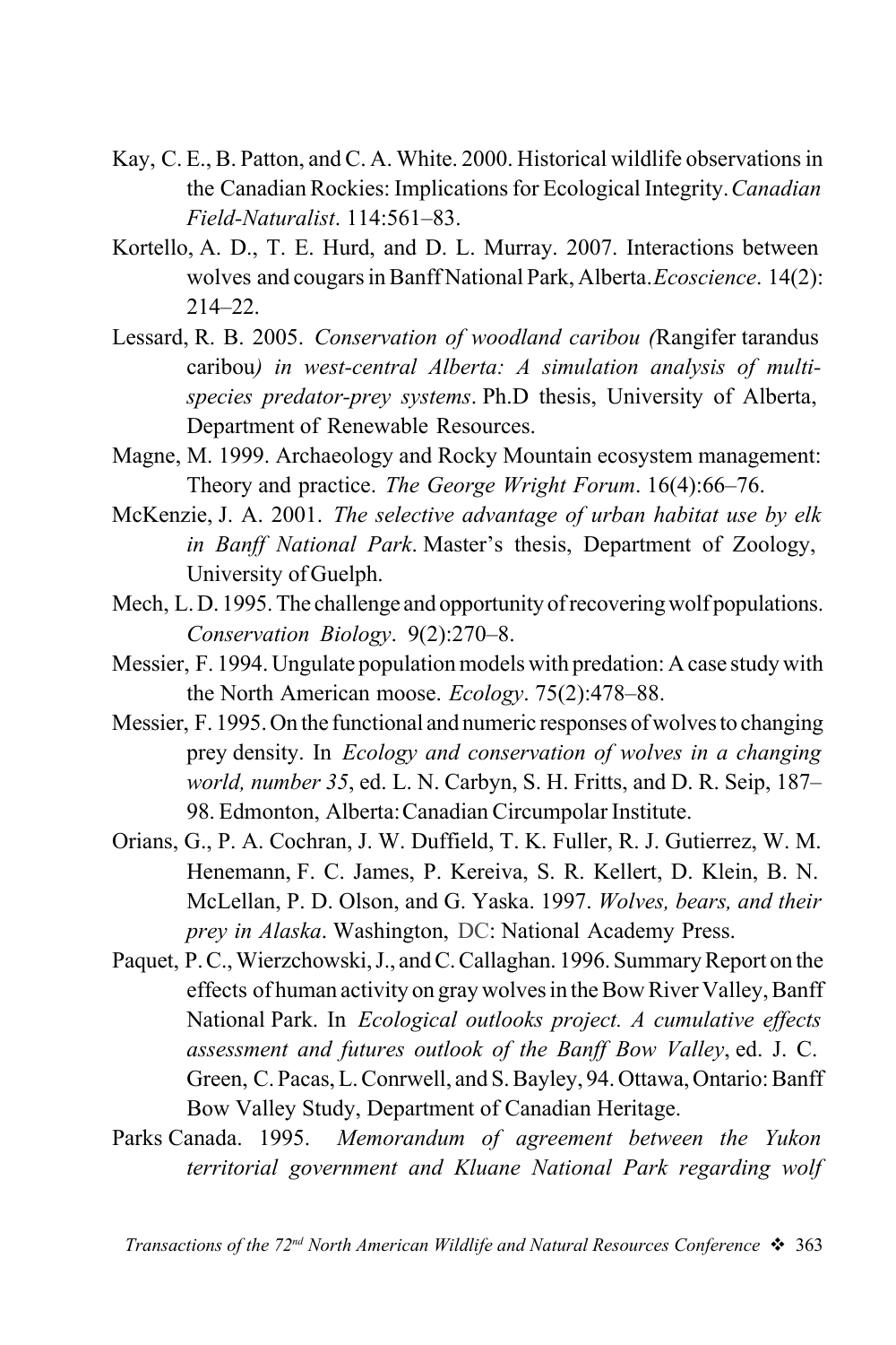Kay, C. E., B. Patton, and C. A. White. 2000. Historical wildlife observations in the Canadian Rockies: Implications for Ecological Integrity. *Canadian Field-Naturalist*. 114:561–83.

Kortello, A. D., T. E. Hurd, and D. L. Murray. 2007. Interactions between wolves and cougars in Banff National Park, Alberta. *Ecoscience*. 14(2): 214–22.

Lessard, R. B. 2005. *Conservation of woodland caribou (*Rangifer tarandus caribou*) in west-central Alberta: A simulation analysis of multi-species predator-prey systems*. Ph.D thesis, University of Alberta, Department of Renewable Resources.

Magne, M. 1999. Archaeology and Rocky Mountain ecosystem management: Theory and practice. *The George Wright Forum*. 16(4):66–76.

McKenzie, J. A. 2001. *The selective advantage of urban habitat use by elk in Banff National Park*. Master's thesis, Department of Zoology, University of Guelph.

Mech, L. D. 1995. The challenge and opportunity of recovering wolf populations. *Conservation Biology*. 9(2):270–8.

Messier, F. 1994. Ungulate population models with predation: A case study with the North American moose. *Ecology*. 75(2):478–88.

Messier, F. 1995. On the functional and numeric responses of wolves to changing prey density. In *Ecology and conservation of wolves in a changing world, number 35*, ed. L. N. Carbyn, S. H. Fritts, and D. R. Seip, 187–98. Edmonton, Alberta: Canadian Circumpolar Institute.

Orians, G., P. A. Cochran, J. W. Duffield, T. K. Fuller, R. J. Gutierrez, W. M. Henemann, F. C. James, P. Kereiva, S. R. Kellert, D. Klein, B. N. McLellan, P. D. Olson, and G. Yaska. 1997. *Wolves, bears, and their prey in Alaska*. Washington, DC: National Academy Press.

Paquet, P. C., Wierzchowski, J., and C. Callaghan. 1996. Summary Report on the effects of human activity on gray wolves in the Bow River Valley, Banff National Park. In *Ecological outlooks project. A cumulative effects assessment and futures outlook of the Banff Bow Valley*, ed. J. C. Green, C. Pacas, L. Conrwell, and S. Bayley, 94. Ottawa, Ontario: Banff Bow Valley Study, Department of Canadian Heritage.

Parks Canada. 1995. *Memorandum of agreement between the Yukon territorial government and Kluane National Park regarding wolf*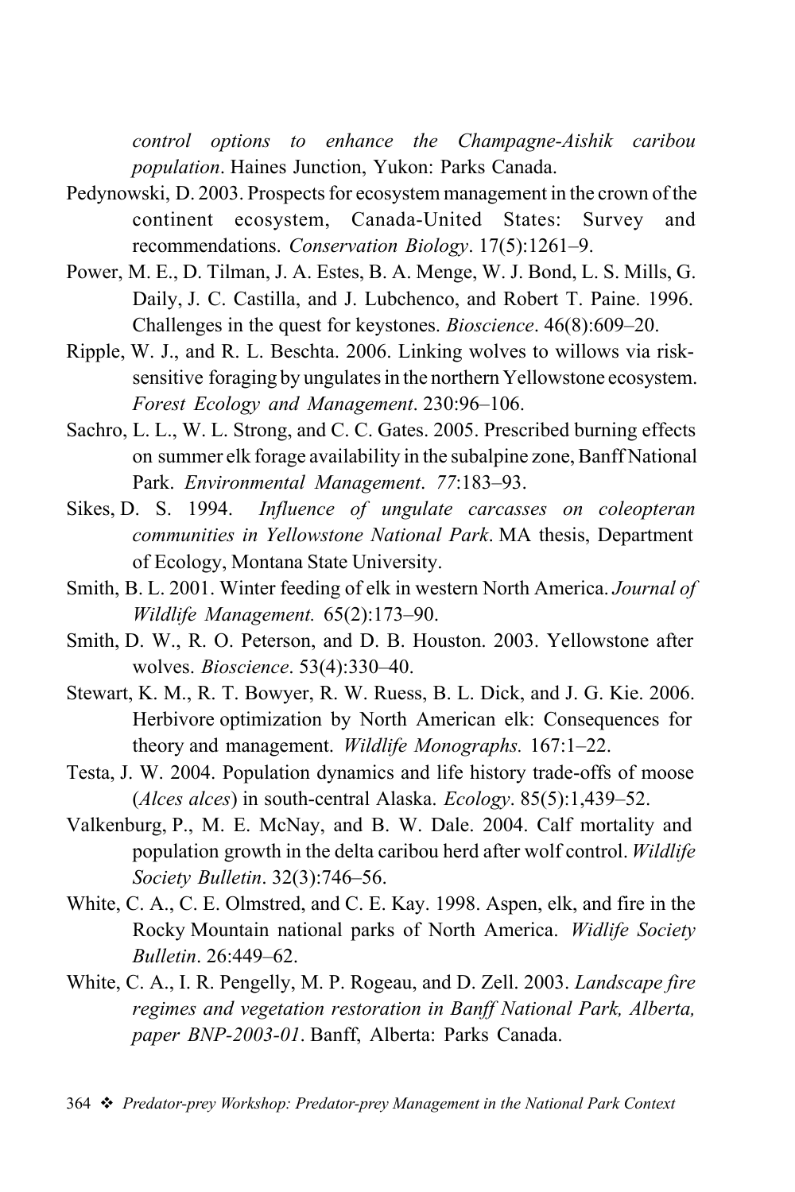*control options to enhance the Champagne-Aishik caribou population*. Haines Junction, Yukon: Parks Canada.

Pedynowski, D. 2003. Prospects for ecosystem management in the crown of the continent ecosystem, Canada-United States: Survey and recommendations. *Conservation Biology*. 17(5):1261–9.

Power, M. E., D. Tilman, J. A. Estes, B. A. Menge, W. J. Bond, L. S. Mills, G. Daily, J. C. Castilla, and J. Lubchenco, and Robert T. Paine. 1996. Challenges in the quest for keystones. *Bioscience*. 46(8):609–20.

Ripple, W. J., and R. L. Beschta. 2006. Linking wolves to willows via risk-sensitive foraging by ungulates in the northern Yellowstone ecosystem. *Forest Ecology and Management*. 230:96–106.

Sachro, L. L., W. L. Strong, and C. C. Gates. 2005. Prescribed burning effects on summer elk forage availability in the subalpine zone, Banff National Park. *Environmental Management*. *77*:183–93.

Sikes, D. S. 1994. *Influence of ungulate carcasses on coleopteran communities in Yellowstone National Park*. MA thesis, Department of Ecology, Montana State University.

Smith, B. L. 2001. Winter feeding of elk in western North America. *Journal of Wildlife Management.* 65(2):173–90.

Smith, D. W., R. O. Peterson, and D. B. Houston. 2003. Yellowstone after wolves. *Bioscience*. 53(4):330–40.

Stewart, K. M., R. T. Bowyer, R. W. Ruess, B. L. Dick, and J. G. Kie. 2006. Herbivore optimization by North American elk: Consequences for theory and management. *Wildlife Monographs.* 167:1–22.

Testa, J. W. 2004. Population dynamics and life history trade-offs of moose (*Alces alces*) in south-central Alaska. *Ecology*. 85(5):1,439–52.

Valkenburg, P., M. E. McNay, and B. W. Dale. 2004. Calf mortality and population growth in the delta caribou herd after wolf control. *Wildlife Society Bulletin*. 32(3):746–56.

White, C. A., C. E. Olmstred, and C. E. Kay. 1998. Aspen, elk, and fire in the Rocky Mountain national parks of North America. *Widlife Society Bulletin*. 26:449–62.

White, C. A., I. R. Pengelly, M. P. Rogeau, and D. Zell. 2003. *Landscape fire regimes and vegetation restoration in Banff National Park, Alberta, paper BNP-2003-01*. Banff, Alberta: Parks Canada.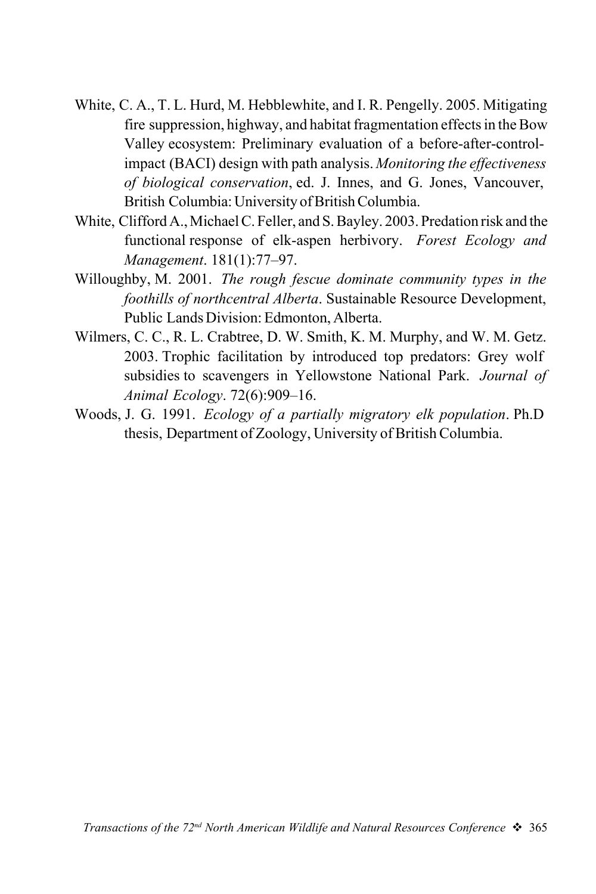White, C. A., T. L. Hurd, M. Hebblewhite, and I. R. Pengelly. 2005. Mitigating fire suppression, highway, and habitat fragmentation effects in the Bow Valley ecosystem: Preliminary evaluation of a before-after-control-impact (BACI) design with path analysis. *Monitoring the effectiveness of biological conservation*, ed. J. Innes, and G. Jones, Vancouver, British Columbia: University of British Columbia.

White, Clifford A., Michael C. Feller, and S. Bayley. 2003. Predation risk and the functional response of elk-aspen herbivory. *Forest Ecology and Management*. 181(1):77–97.

Willoughby, M. 2001. *The rough fescue dominate community types in the foothills of northcentral Alberta*. Sustainable Resource Development, Public Lands Division: Edmonton, Alberta.

Wilmers, C. C., R. L. Crabtree, D. W. Smith, K. M. Murphy, and W. M. Getz. 2003. Trophic facilitation by introduced top predators: Grey wolf subsidies to scavengers in Yellowstone National Park. *Journal of Animal Ecology*. 72(6):909–16.

Woods, J. G. 1991. *Ecology of a partially migratory elk population*. Ph.D thesis, Department of Zoology, University of British Columbia.